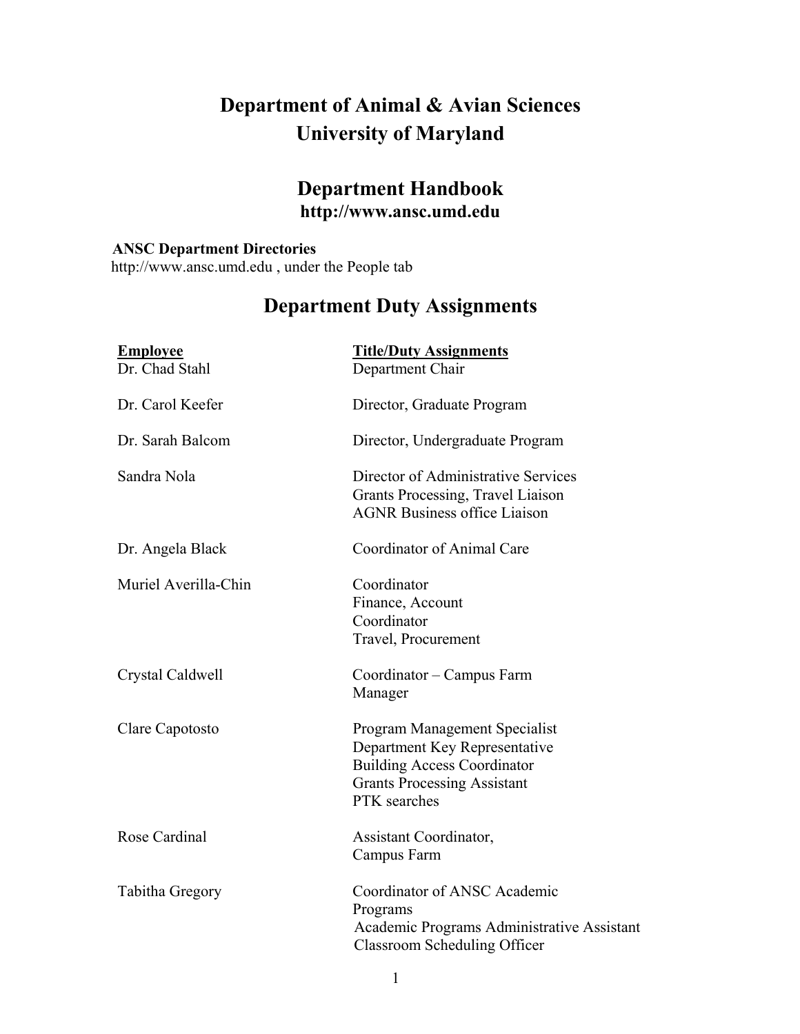# Department of Animal & Avian Sciences
# University of Maryland

## Department Handbook
**http://www.ansc.umd.edu**

**ANSC Department Directories**
http://www.ansc.umd.edu , under the People tab

## Department Duty Assignments

| Employee | Title/Duty Assignments |
|---|---|
| Dr. Chad Stahl | Department Chair |
| Dr. Carol Keefer | Director, Graduate Program |
| Dr. Sarah Balcom | Director, Undergraduate Program |
| Sandra Nola | Director of Administrative Services<br>Grants Processing, Travel Liaison<br>AGNR Business office Liaison |
| Dr. Angela Black | Coordinator of Animal Care |
| Muriel Averilla-Chin | Coordinator<br>Finance, Account<br>Coordinator<br>Travel, Procurement |
| Crystal Caldwell | Coordinator – Campus Farm Manager |
| Clare Capotosto | Program Management Specialist<br>Department Key Representative<br>Building Access Coordinator<br>Grants Processing Assistant<br>PTK searches |
| Rose Cardinal | Assistant Coordinator, Campus Farm |
| Tabitha Gregory | Coordinator of ANSC Academic Programs<br>Academic Programs Administrative Assistant<br>Classroom Scheduling Officer |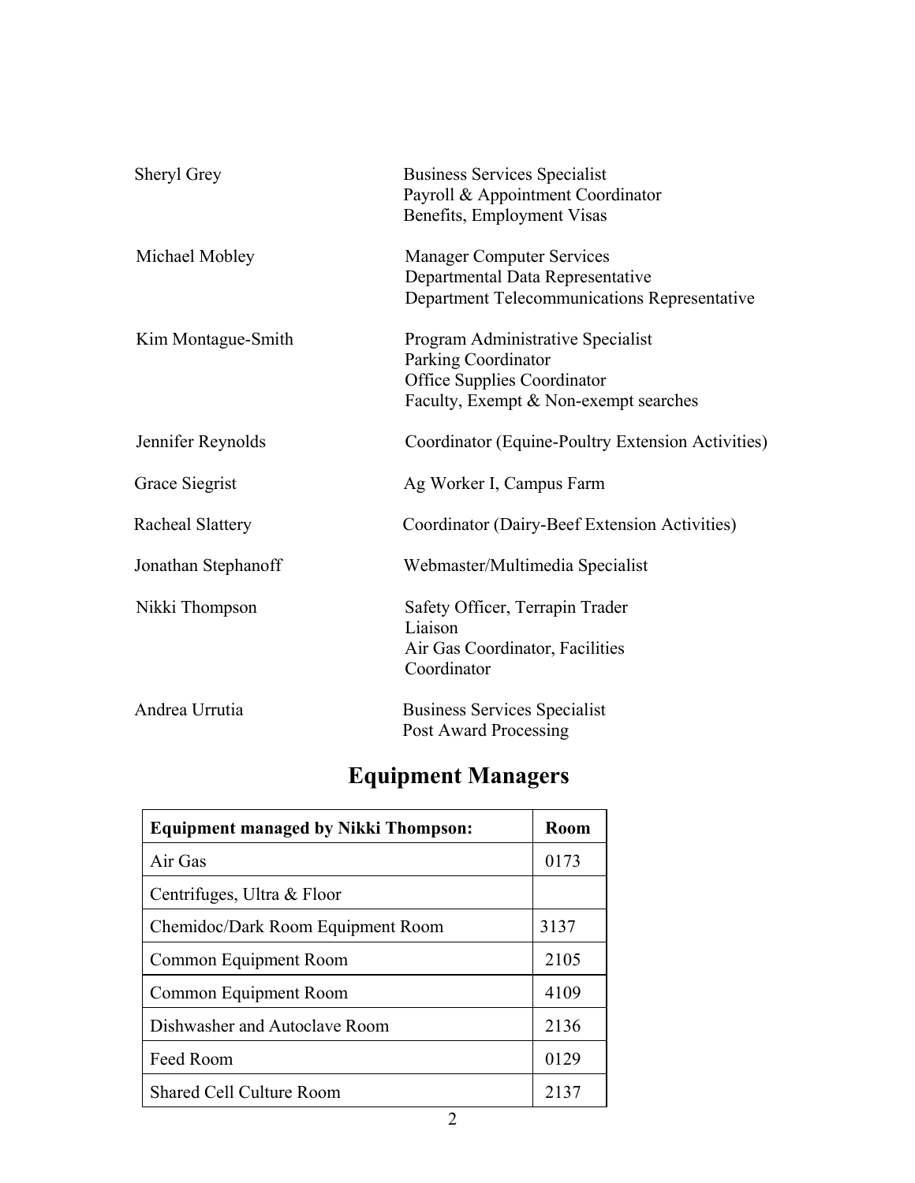| | |
|---|---|
| Sheryl Grey | Business Services Specialist<br>Payroll & Appointment Coordinator<br>Benefits, Employment Visas |
| Michael Mobley | Manager Computer Services<br>Departmental Data Representative<br>Department Telecommunications Representative |
| Kim Montague-Smith | Program Administrative Specialist<br>Parking Coordinator<br>Office Supplies Coordinator<br>Faculty, Exempt & Non-exempt searches |
| Jennifer Reynolds | Coordinator (Equine-Poultry Extension Activities) |
| Grace Siegrist | Ag Worker I, Campus Farm |
| Racheal Slattery | Coordinator (Dairy-Beef Extension Activities) |
| Jonathan Stephanoff | Webmaster/Multimedia Specialist |
| Nikki Thompson | Safety Officer, Terrapin Trader Liaison<br>Air Gas Coordinator, Facilities Coordinator |
| Andrea Urrutia | Business Services Specialist<br>Post Award Processing |

## Equipment Managers

| Equipment managed by Nikki Thompson: | Room |
|---|---|
| Air Gas | 0173 |
| Centrifuges, Ultra & Floor | |
| Chemidoc/Dark Room Equipment Room | 3137 |
| Common Equipment Room | 2105 |
| Common Equipment Room | 4109 |
| Dishwasher and Autoclave Room | 2136 |
| Feed Room | 0129 |
| Shared Cell Culture Room | 2137 |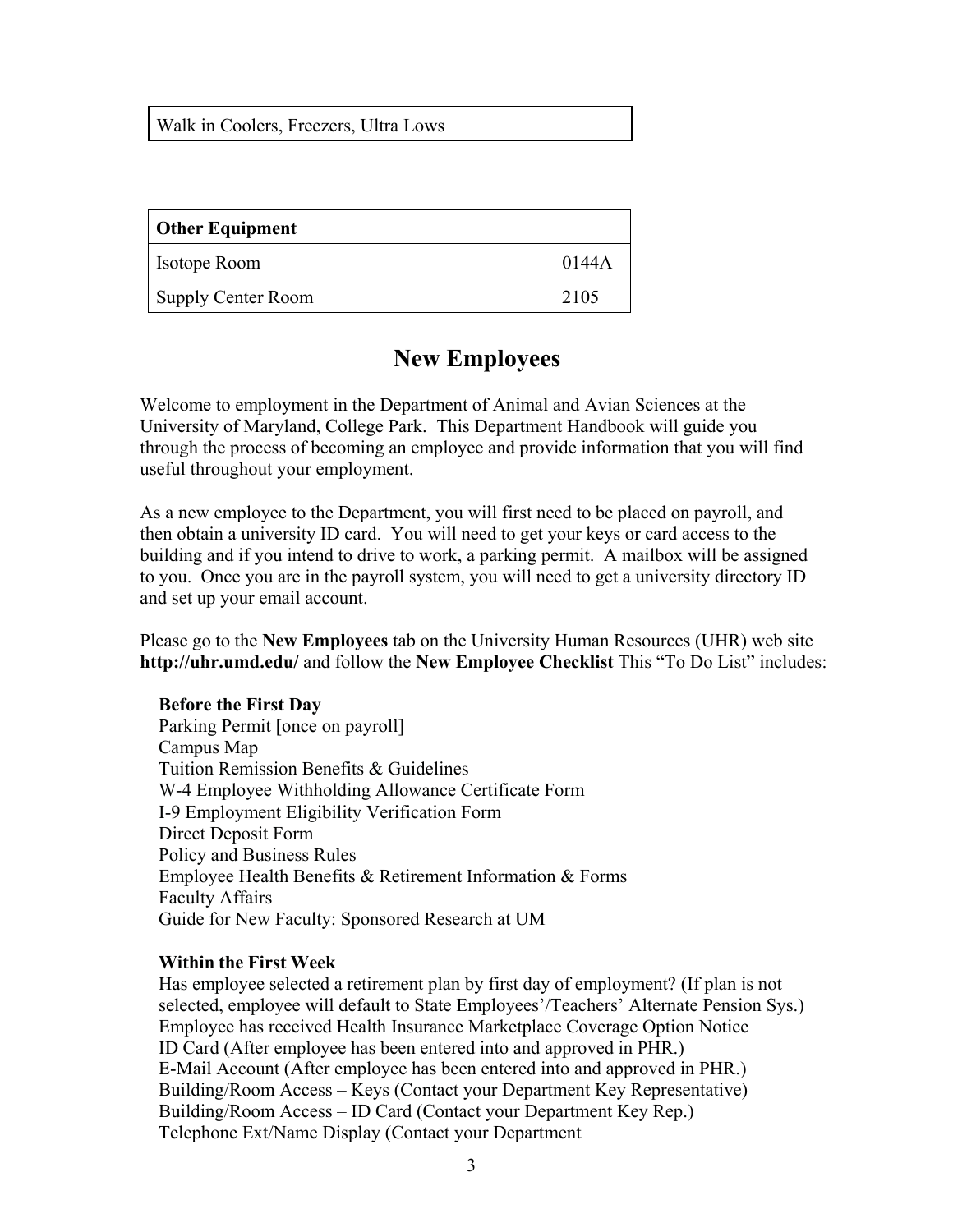| Walk in Coolers, Freezers, Ultra Lows | |
| --- | --- |

| Other Equipment | |
| --- | --- |
| Isotope Room | 0144A |
| Supply Center Room | 2105 |

# New Employees

Welcome to employment in the Department of Animal and Avian Sciences at the University of Maryland, College Park. This Department Handbook will guide you through the process of becoming an employee and provide information that you will find useful throughout your employment.

As a new employee to the Department, you will first need to be placed on payroll, and then obtain a university ID card. You will need to get your keys or card access to the building and if you intend to drive to work, a parking permit. A mailbox will be assigned to you. Once you are in the payroll system, you will need to get a university directory ID and set up your email account.

Please go to the **New Employees** tab on the University Human Resources (UHR) web site **http://uhr.umd.edu/** and follow the **New Employee Checklist** This "To Do List" includes:

**Before the First Day**
Parking Permit [once on payroll]
Campus Map
Tuition Remission Benefits & Guidelines
W-4 Employee Withholding Allowance Certificate Form
I-9 Employment Eligibility Verification Form
Direct Deposit Form
Policy and Business Rules
Employee Health Benefits & Retirement Information & Forms
Faculty Affairs
Guide for New Faculty: Sponsored Research at UM

**Within the First Week**
Has employee selected a retirement plan by first day of employment? (If plan is not selected, employee will default to State Employees'/Teachers' Alternate Pension Sys.)
Employee has received Health Insurance Marketplace Coverage Option Notice
ID Card (After employee has been entered into and approved in PHR.)
E-Mail Account (After employee has been entered into and approved in PHR.)
Building/Room Access – Keys (Contact your Department Key Representative)
Building/Room Access – ID Card (Contact your Department Key Rep.)
Telephone Ext/Name Display (Contact your Department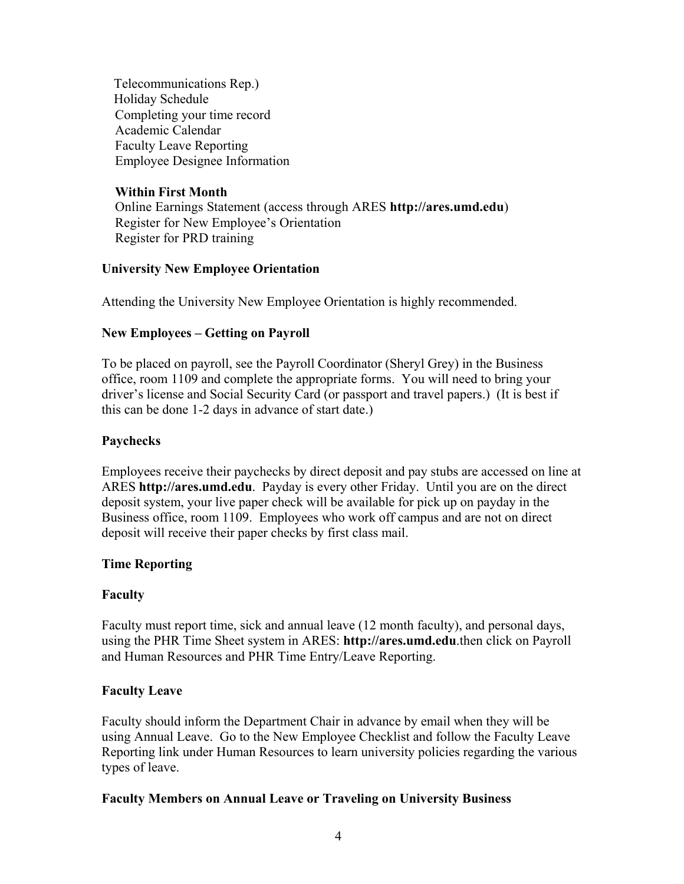Telecommunications Rep.)
Holiday Schedule
Completing your time record
Academic Calendar
Faculty Leave Reporting
Employee Designee Information

**Within First Month**
Online Earnings Statement (access through ARES **http://ares.umd.edu**)
Register for New Employee's Orientation
Register for PRD training

**University New Employee Orientation**

Attending the University New Employee Orientation is highly recommended.

**New Employees – Getting on Payroll**

To be placed on payroll, see the Payroll Coordinator (Sheryl Grey) in the Business office, room 1109 and complete the appropriate forms. You will need to bring your driver's license and Social Security Card (or passport and travel papers.) (It is best if this can be done 1-2 days in advance of start date.)

**Paychecks**

Employees receive their paychecks by direct deposit and pay stubs are accessed on line at ARES **http://ares.umd.edu**. Payday is every other Friday. Until you are on the direct deposit system, your live paper check will be available for pick up on payday in the Business office, room 1109. Employees who work off campus and are not on direct deposit will receive their paper checks by first class mail.

**Time Reporting**

**Faculty**

Faculty must report time, sick and annual leave (12 month faculty), and personal days, using the PHR Time Sheet system in ARES: **http://ares.umd.edu**.then click on Payroll and Human Resources and PHR Time Entry/Leave Reporting.

**Faculty Leave**

Faculty should inform the Department Chair in advance by email when they will be using Annual Leave. Go to the New Employee Checklist and follow the Faculty Leave Reporting link under Human Resources to learn university policies regarding the various types of leave.

**Faculty Members on Annual Leave or Traveling on University Business**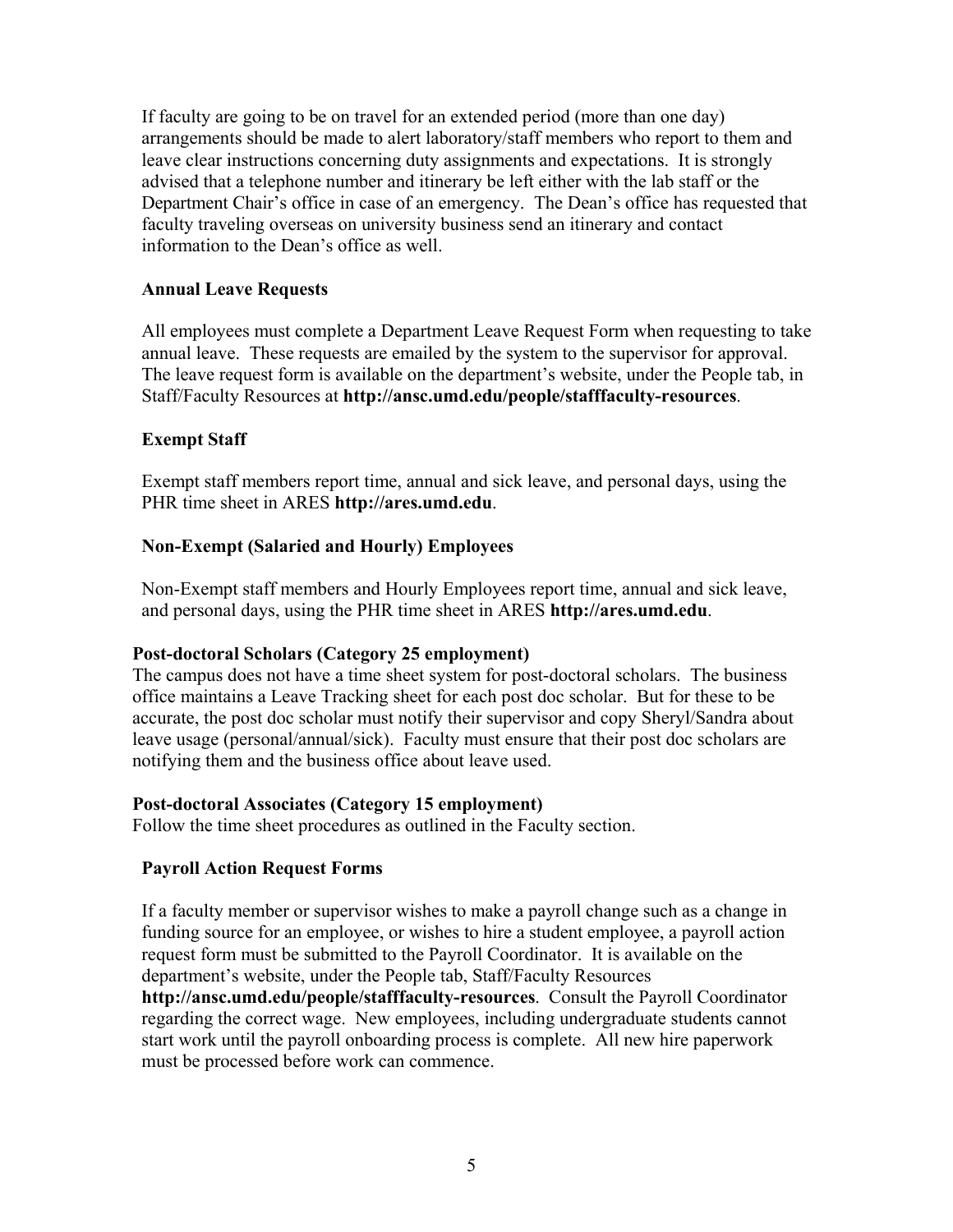If faculty are going to be on travel for an extended period (more than one day) arrangements should be made to alert laboratory/staff members who report to them and leave clear instructions concerning duty assignments and expectations. It is strongly advised that a telephone number and itinerary be left either with the lab staff or the Department Chair's office in case of an emergency. The Dean's office has requested that faculty traveling overseas on university business send an itinerary and contact information to the Dean's office as well.

**Annual Leave Requests**

All employees must complete a Department Leave Request Form when requesting to take annual leave. These requests are emailed by the system to the supervisor for approval. The leave request form is available on the department's website, under the People tab, in Staff/Faculty Resources at **http://ansc.umd.edu/people/stafffaculty-resources**.

**Exempt Staff**

Exempt staff members report time, annual and sick leave, and personal days, using the PHR time sheet in ARES **http://ares.umd.edu**.

**Non-Exempt (Salaried and Hourly) Employees**

Non-Exempt staff members and Hourly Employees report time, annual and sick leave, and personal days, using the PHR time sheet in ARES **http://ares.umd.edu**.

**Post-doctoral Scholars (Category 25 employment)**

The campus does not have a time sheet system for post-doctoral scholars. The business office maintains a Leave Tracking sheet for each post doc scholar. But for these to be accurate, the post doc scholar must notify their supervisor and copy Sheryl/Sandra about leave usage (personal/annual/sick). Faculty must ensure that their post doc scholars are notifying them and the business office about leave used.

**Post-doctoral Associates (Category 15 employment)**

Follow the time sheet procedures as outlined in the Faculty section.

**Payroll Action Request Forms**

If a faculty member or supervisor wishes to make a payroll change such as a change in funding source for an employee, or wishes to hire a student employee, a payroll action request form must be submitted to the Payroll Coordinator. It is available on the department's website, under the People tab, Staff/Faculty Resources **http://ansc.umd.edu/people/stafffaculty-resources**. Consult the Payroll Coordinator regarding the correct wage. New employees, including undergraduate students cannot start work until the payroll onboarding process is complete. All new hire paperwork must be processed before work can commence.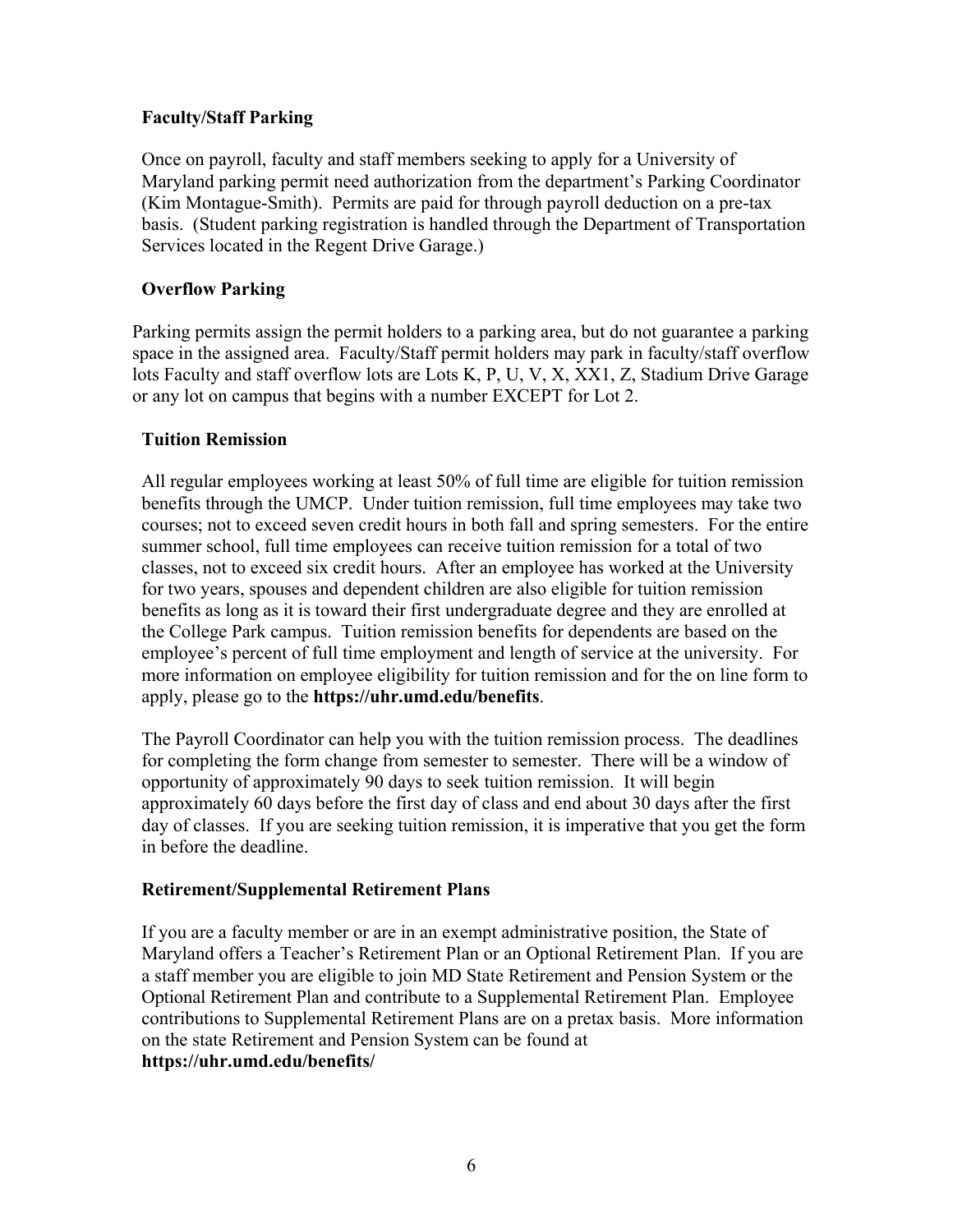**Faculty/Staff Parking**

Once on payroll, faculty and staff members seeking to apply for a University of Maryland parking permit need authorization from the department's Parking Coordinator (Kim Montague-Smith). Permits are paid for through payroll deduction on a pre-tax basis. (Student parking registration is handled through the Department of Transportation Services located in the Regent Drive Garage.)

**Overflow Parking**

Parking permits assign the permit holders to a parking area, but do not guarantee a parking space in the assigned area. Faculty/Staff permit holders may park in faculty/staff overflow lots Faculty and staff overflow lots are Lots K, P, U, V, X, XX1, Z, Stadium Drive Garage or any lot on campus that begins with a number EXCEPT for Lot 2.

**Tuition Remission**

All regular employees working at least 50% of full time are eligible for tuition remission benefits through the UMCP. Under tuition remission, full time employees may take two courses; not to exceed seven credit hours in both fall and spring semesters. For the entire summer school, full time employees can receive tuition remission for a total of two classes, not to exceed six credit hours. After an employee has worked at the University for two years, spouses and dependent children are also eligible for tuition remission benefits as long as it is toward their first undergraduate degree and they are enrolled at the College Park campus. Tuition remission benefits for dependents are based on the employee's percent of full time employment and length of service at the university. For more information on employee eligibility for tuition remission and for the on line form to apply, please go to the **https://uhr.umd.edu/benefits**.

The Payroll Coordinator can help you with the tuition remission process. The deadlines for completing the form change from semester to semester. There will be a window of opportunity of approximately 90 days to seek tuition remission. It will begin approximately 60 days before the first day of class and end about 30 days after the first day of classes. If you are seeking tuition remission, it is imperative that you get the form in before the deadline.

**Retirement/Supplemental Retirement Plans**

If you are a faculty member or are in an exempt administrative position, the State of Maryland offers a Teacher's Retirement Plan or an Optional Retirement Plan. If you are a staff member you are eligible to join MD State Retirement and Pension System or the Optional Retirement Plan and contribute to a Supplemental Retirement Plan. Employee contributions to Supplemental Retirement Plans are on a pretax basis. More information on the state Retirement and Pension System can be found at **https://uhr.umd.edu/benefits/**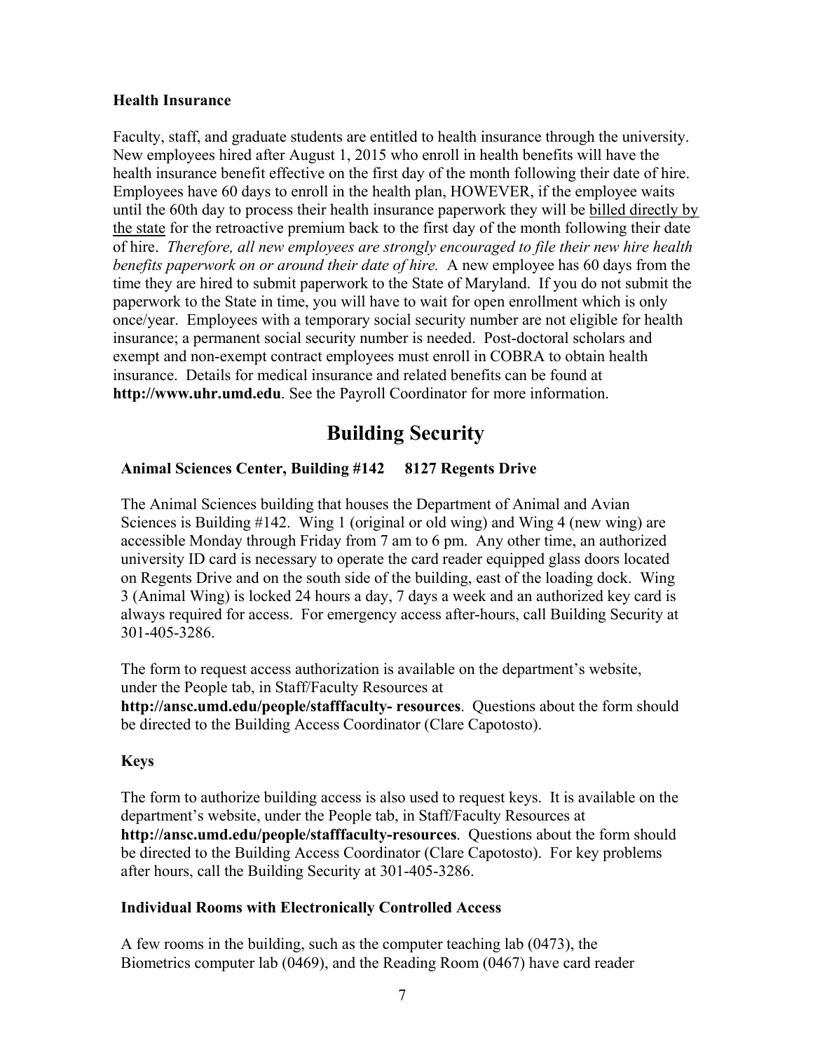**Health Insurance**

Faculty, staff, and graduate students are entitled to health insurance through the university. New employees hired after August 1, 2015 who enroll in health benefits will have the health insurance benefit effective on the first day of the month following their date of hire. Employees have 60 days to enroll in the health plan, HOWEVER, if the employee waits until the 60th day to process their health insurance paperwork they will be billed directly by the state for the retroactive premium back to the first day of the month following their date of hire. *Therefore, all new employees are strongly encouraged to file their new hire health benefits paperwork on or around their date of hire.* A new employee has 60 days from the time they are hired to submit paperwork to the State of Maryland. If you do not submit the paperwork to the State in time, you will have to wait for open enrollment which is only once/year. Employees with a temporary social security number are not eligible for health insurance; a permanent social security number is needed. Post-doctoral scholars and exempt and non-exempt contract employees must enroll in COBRA to obtain health insurance. Details for medical insurance and related benefits can be found at **http://www.uhr.umd.edu**. See the Payroll Coordinator for more information.

# Building Security

**Animal Sciences Center, Building #142 8127 Regents Drive**

The Animal Sciences building that houses the Department of Animal and Avian Sciences is Building #142. Wing 1 (original or old wing) and Wing 4 (new wing) are accessible Monday through Friday from 7 am to 6 pm. Any other time, an authorized university ID card is necessary to operate the card reader equipped glass doors located on Regents Drive and on the south side of the building, east of the loading dock. Wing 3 (Animal Wing) is locked 24 hours a day, 7 days a week and an authorized key card is always required for access. For emergency access after-hours, call Building Security at 301-405-3286.

The form to request access authorization is available on the department's website, under the People tab, in Staff/Faculty Resources at **http://ansc.umd.edu/people/stafffaculty- resources**. Questions about the form should be directed to the Building Access Coordinator (Clare Capotosto).

**Keys**

The form to authorize building access is also used to request keys. It is available on the department's website, under the People tab, in Staff/Faculty Resources at **http://ansc.umd.edu/people/stafffaculty-resources**. Questions about the form should be directed to the Building Access Coordinator (Clare Capotosto). For key problems after hours, call the Building Security at 301-405-3286.

**Individual Rooms with Electronically Controlled Access**

A few rooms in the building, such as the computer teaching lab (0473), the Biometrics computer lab (0469), and the Reading Room (0467) have card reader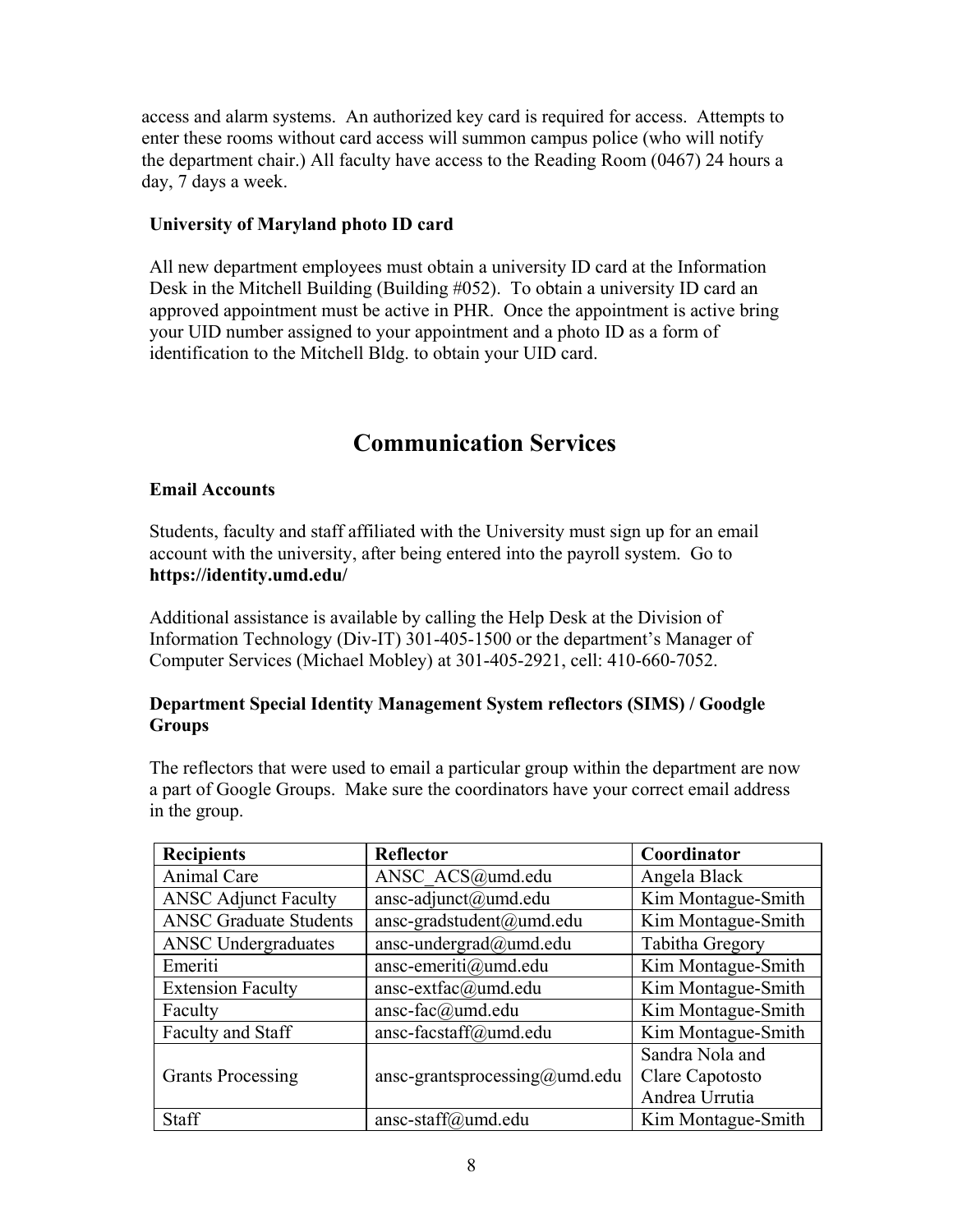access and alarm systems. An authorized key card is required for access. Attempts to enter these rooms without card access will summon campus police (who will notify the department chair.) All faculty have access to the Reading Room (0467) 24 hours a day, 7 days a week.

**University of Maryland photo ID card**

All new department employees must obtain a university ID card at the Information Desk in the Mitchell Building (Building #052). To obtain a university ID card an approved appointment must be active in PHR. Once the appointment is active bring your UID number assigned to your appointment and a photo ID as a form of identification to the Mitchell Bldg. to obtain your UID card.

# Communication Services

**Email Accounts**

Students, faculty and staff affiliated with the University must sign up for an email account with the university, after being entered into the payroll system. Go to **https://identity.umd.edu/**

Additional assistance is available by calling the Help Desk at the Division of Information Technology (Div-IT) 301-405-1500 or the department's Manager of Computer Services (Michael Mobley) at 301-405-2921, cell: 410-660-7052.

**Department Special Identity Management System reflectors (SIMS) / Goodgle Groups**

The reflectors that were used to email a particular group within the department are now a part of Google Groups. Make sure the coordinators have your correct email address in the group.

| **Recipients** | **Reflector** | **Coordinator** |
|---|---|---|
| Animal Care | ANSC_ACS@umd.edu | Angela Black |
| ANSC Adjunct Faculty | ansc-adjunct@umd.edu | Kim Montague-Smith |
| ANSC Graduate Students | ansc-gradstudent@umd.edu | Kim Montague-Smith |
| ANSC Undergraduates | ansc-undergrad@umd.edu | Tabitha Gregory |
| Emeriti | ansc-emeriti@umd.edu | Kim Montague-Smith |
| Extension Faculty | ansc-extfac@umd.edu | Kim Montague-Smith |
| Faculty | ansc-fac@umd.edu | Kim Montague-Smith |
| Faculty and Staff | ansc-facstaff@umd.edu | Kim Montague-Smith |
| Grants Processing | ansc-grantsprocessing@umd.edu | Sandra Nola and Clare Capotosto Andrea Urrutia |
| Staff | ansc-staff@umd.edu | Kim Montague-Smith |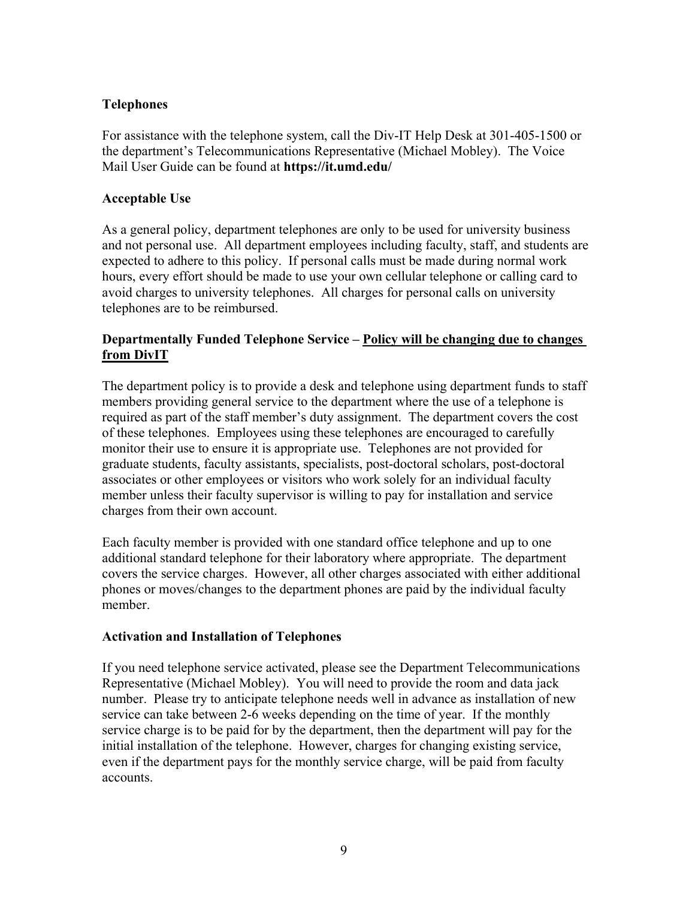## Telephones

For assistance with the telephone system, call the Div-IT Help Desk at 301-405-1500 or the department's Telecommunications Representative (Michael Mobley). The Voice Mail User Guide can be found at **https://it.umd.edu/**

### Acceptable Use

As a general policy, department telephones are only to be used for university business and not personal use. All department employees including faculty, staff, and students are expected to adhere to this policy. If personal calls must be made during normal work hours, every effort should be made to use your own cellular telephone or calling card to avoid charges to university telephones. All charges for personal calls on university telephones are to be reimbursed.

### Departmentally Funded Telephone Service – <u>Policy will be changing due to changes from DivIT</u>

The department policy is to provide a desk and telephone using department funds to staff members providing general service to the department where the use of a telephone is required as part of the staff member's duty assignment. The department covers the cost of these telephones. Employees using these telephones are encouraged to carefully monitor their use to ensure it is appropriate use. Telephones are not provided for graduate students, faculty assistants, specialists, post-doctoral scholars, post-doctoral associates or other employees or visitors who work solely for an individual faculty member unless their faculty supervisor is willing to pay for installation and service charges from their own account.

Each faculty member is provided with one standard office telephone and up to one additional standard telephone for their laboratory where appropriate. The department covers the service charges. However, all other charges associated with either additional phones or moves/changes to the department phones are paid by the individual faculty member.

### Activation and Installation of Telephones

If you need telephone service activated, please see the Department Telecommunications Representative (Michael Mobley). You will need to provide the room and data jack number. Please try to anticipate telephone needs well in advance as installation of new service can take between 2-6 weeks depending on the time of year. If the monthly service charge is to be paid for by the department, then the department will pay for the initial installation of the telephone. However, charges for changing existing service, even if the department pays for the monthly service charge, will be paid from faculty accounts.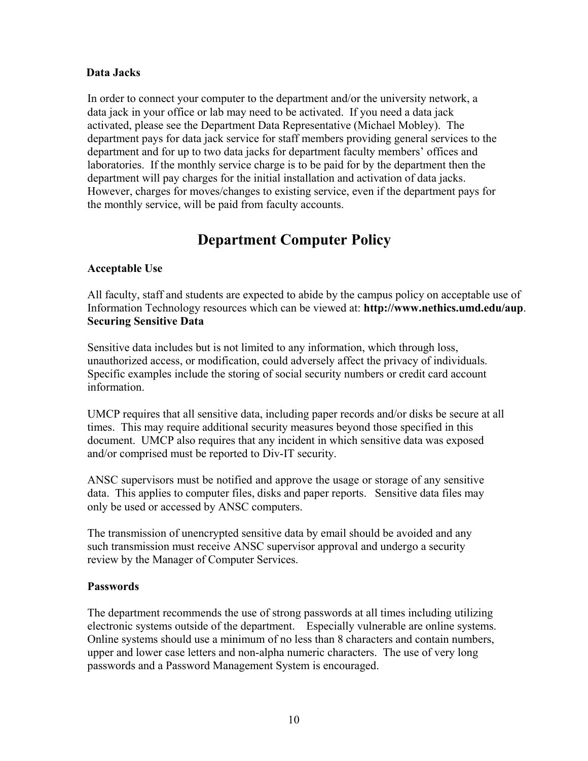**Data Jacks**

In order to connect your computer to the department and/or the university network, a data jack in your office or lab may need to be activated. If you need a data jack activated, please see the Department Data Representative (Michael Mobley). The department pays for data jack service for staff members providing general services to the department and for up to two data jacks for department faculty members' offices and laboratories. If the monthly service charge is to be paid for by the department then the department will pay charges for the initial installation and activation of data jacks. However, charges for moves/changes to existing service, even if the department pays for the monthly service, will be paid from faculty accounts.

# Department Computer Policy

**Acceptable Use**

All faculty, staff and students are expected to abide by the campus policy on acceptable use of Information Technology resources which can be viewed at: **http://www.nethics.umd.edu/aup**.

**Securing Sensitive Data**

Sensitive data includes but is not limited to any information, which through loss, unauthorized access, or modification, could adversely affect the privacy of individuals. Specific examples include the storing of social security numbers or credit card account information.

UMCP requires that all sensitive data, including paper records and/or disks be secure at all times. This may require additional security measures beyond those specified in this document. UMCP also requires that any incident in which sensitive data was exposed and/or comprised must be reported to Div-IT security.

ANSC supervisors must be notified and approve the usage or storage of any sensitive data. This applies to computer files, disks and paper reports. Sensitive data files may only be used or accessed by ANSC computers.

The transmission of unencrypted sensitive data by email should be avoided and any such transmission must receive ANSC supervisor approval and undergo a security review by the Manager of Computer Services.

**Passwords**

The department recommends the use of strong passwords at all times including utilizing electronic systems outside of the department. Especially vulnerable are online systems. Online systems should use a minimum of no less than 8 characters and contain numbers, upper and lower case letters and non-alpha numeric characters. The use of very long passwords and a Password Management System is encouraged.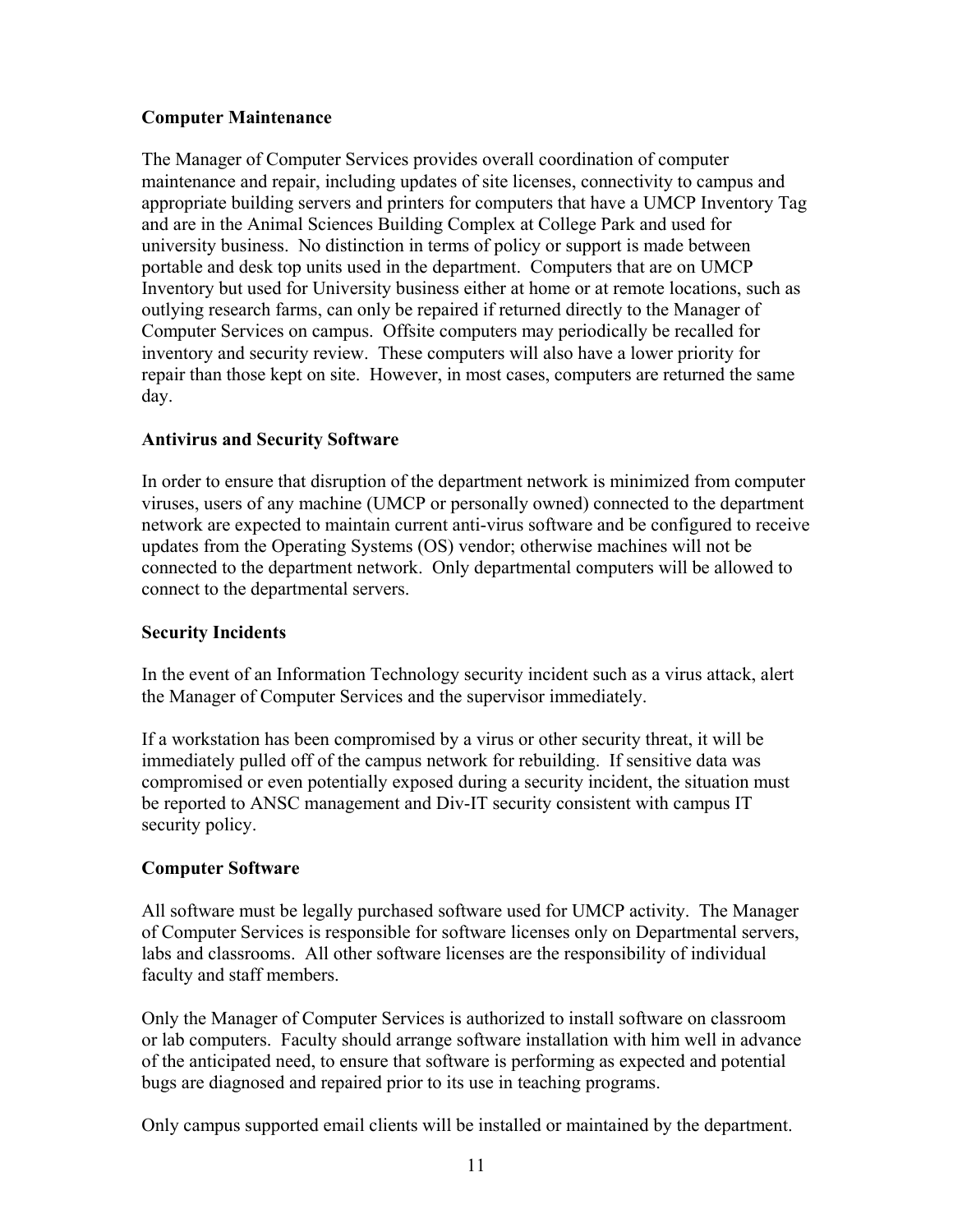**Computer Maintenance**

The Manager of Computer Services provides overall coordination of computer maintenance and repair, including updates of site licenses, connectivity to campus and appropriate building servers and printers for computers that have a UMCP Inventory Tag and are in the Animal Sciences Building Complex at College Park and used for university business. No distinction in terms of policy or support is made between portable and desk top units used in the department. Computers that are on UMCP Inventory but used for University business either at home or at remote locations, such as outlying research farms, can only be repaired if returned directly to the Manager of Computer Services on campus. Offsite computers may periodically be recalled for inventory and security review. These computers will also have a lower priority for repair than those kept on site. However, in most cases, computers are returned the same day.

**Antivirus and Security Software**

In order to ensure that disruption of the department network is minimized from computer viruses, users of any machine (UMCP or personally owned) connected to the department network are expected to maintain current anti-virus software and be configured to receive updates from the Operating Systems (OS) vendor; otherwise machines will not be connected to the department network. Only departmental computers will be allowed to connect to the departmental servers.

**Security Incidents**

In the event of an Information Technology security incident such as a virus attack, alert the Manager of Computer Services and the supervisor immediately.

If a workstation has been compromised by a virus or other security threat, it will be immediately pulled off of the campus network for rebuilding. If sensitive data was compromised or even potentially exposed during a security incident, the situation must be reported to ANSC management and Div-IT security consistent with campus IT security policy.

**Computer Software**

All software must be legally purchased software used for UMCP activity. The Manager of Computer Services is responsible for software licenses only on Departmental servers, labs and classrooms. All other software licenses are the responsibility of individual faculty and staff members.

Only the Manager of Computer Services is authorized to install software on classroom or lab computers. Faculty should arrange software installation with him well in advance of the anticipated need, to ensure that software is performing as expected and potential bugs are diagnosed and repaired prior to its use in teaching programs.

Only campus supported email clients will be installed or maintained by the department.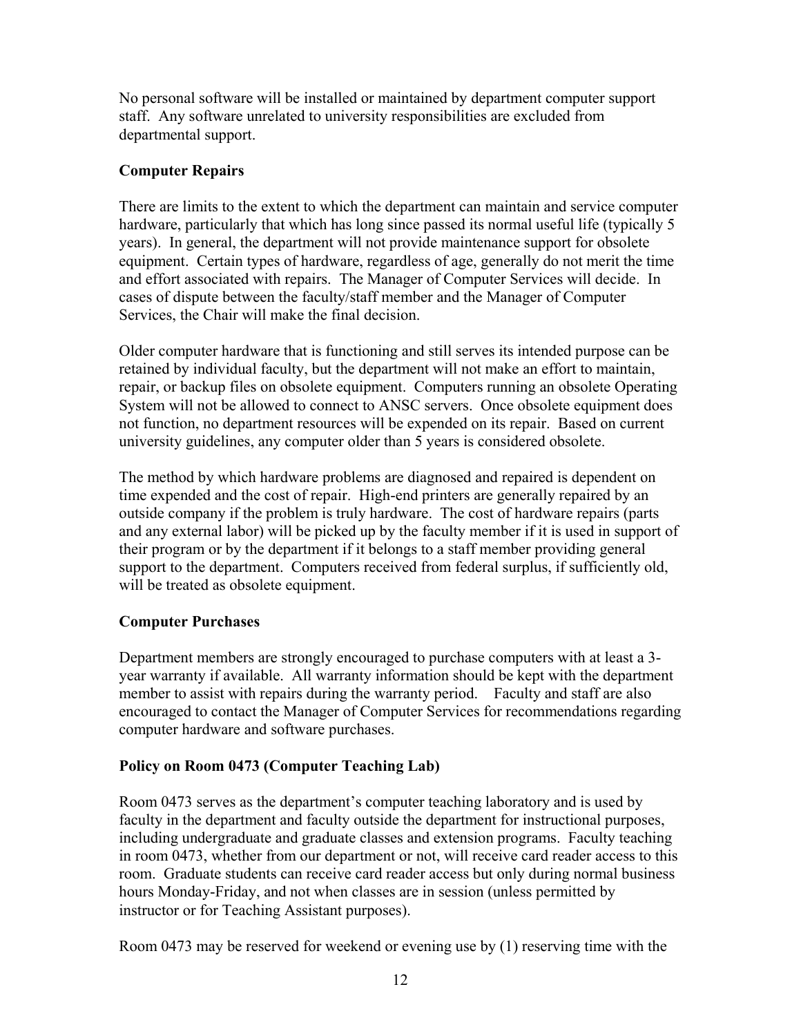No personal software will be installed or maintained by department computer support staff. Any software unrelated to university responsibilities are excluded from departmental support.

**Computer Repairs**

There are limits to the extent to which the department can maintain and service computer hardware, particularly that which has long since passed its normal useful life (typically 5 years). In general, the department will not provide maintenance support for obsolete equipment. Certain types of hardware, regardless of age, generally do not merit the time and effort associated with repairs. The Manager of Computer Services will decide. In cases of dispute between the faculty/staff member and the Manager of Computer Services, the Chair will make the final decision.

Older computer hardware that is functioning and still serves its intended purpose can be retained by individual faculty, but the department will not make an effort to maintain, repair, or backup files on obsolete equipment. Computers running an obsolete Operating System will not be allowed to connect to ANSC servers. Once obsolete equipment does not function, no department resources will be expended on its repair. Based on current university guidelines, any computer older than 5 years is considered obsolete.

The method by which hardware problems are diagnosed and repaired is dependent on time expended and the cost of repair. High-end printers are generally repaired by an outside company if the problem is truly hardware. The cost of hardware repairs (parts and any external labor) will be picked up by the faculty member if it is used in support of their program or by the department if it belongs to a staff member providing general support to the department. Computers received from federal surplus, if sufficiently old, will be treated as obsolete equipment.

**Computer Purchases**

Department members are strongly encouraged to purchase computers with at least a 3-year warranty if available. All warranty information should be kept with the department member to assist with repairs during the warranty period. Faculty and staff are also encouraged to contact the Manager of Computer Services for recommendations regarding computer hardware and software purchases.

**Policy on Room 0473 (Computer Teaching Lab)**

Room 0473 serves as the department's computer teaching laboratory and is used by faculty in the department and faculty outside the department for instructional purposes, including undergraduate and graduate classes and extension programs. Faculty teaching in room 0473, whether from our department or not, will receive card reader access to this room. Graduate students can receive card reader access but only during normal business hours Monday-Friday, and not when classes are in session (unless permitted by instructor or for Teaching Assistant purposes).

Room 0473 may be reserved for weekend or evening use by (1) reserving time with the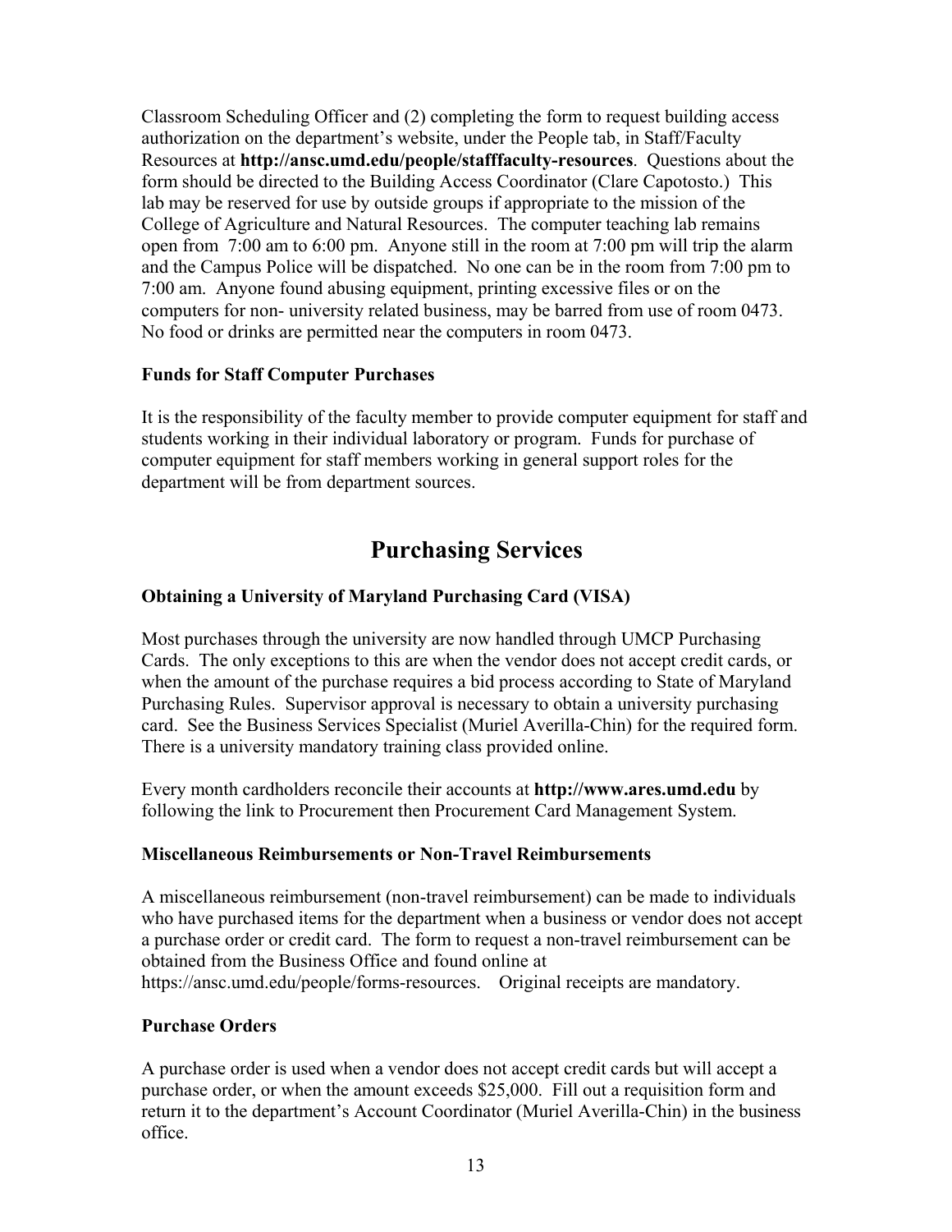Classroom Scheduling Officer and (2) completing the form to request building access authorization on the department's website, under the People tab, in Staff/Faculty Resources at **http://ansc.umd.edu/people/stafffaculty-resources**. Questions about the form should be directed to the Building Access Coordinator (Clare Capotosto.) This lab may be reserved for use by outside groups if appropriate to the mission of the College of Agriculture and Natural Resources. The computer teaching lab remains open from 7:00 am to 6:00 pm. Anyone still in the room at 7:00 pm will trip the alarm and the Campus Police will be dispatched. No one can be in the room from 7:00 pm to 7:00 am. Anyone found abusing equipment, printing excessive files or on the computers for non- university related business, may be barred from use of room 0473. No food or drinks are permitted near the computers in room 0473.

**Funds for Staff Computer Purchases**

It is the responsibility of the faculty member to provide computer equipment for staff and students working in their individual laboratory or program. Funds for purchase of computer equipment for staff members working in general support roles for the department will be from department sources.

# Purchasing Services

**Obtaining a University of Maryland Purchasing Card (VISA)**

Most purchases through the university are now handled through UMCP Purchasing Cards. The only exceptions to this are when the vendor does not accept credit cards, or when the amount of the purchase requires a bid process according to State of Maryland Purchasing Rules. Supervisor approval is necessary to obtain a university purchasing card. See the Business Services Specialist (Muriel Averilla-Chin) for the required form. There is a university mandatory training class provided online.

Every month cardholders reconcile their accounts at **http://www.ares.umd.edu** by following the link to Procurement then Procurement Card Management System.

**Miscellaneous Reimbursements or Non-Travel Reimbursements**

A miscellaneous reimbursement (non-travel reimbursement) can be made to individuals who have purchased items for the department when a business or vendor does not accept a purchase order or credit card. The form to request a non-travel reimbursement can be obtained from the Business Office and found online at https://ansc.umd.edu/people/forms-resources. Original receipts are mandatory.

**Purchase Orders**

A purchase order is used when a vendor does not accept credit cards but will accept a purchase order, or when the amount exceeds $25,000. Fill out a requisition form and return it to the department's Account Coordinator (Muriel Averilla-Chin) in the business office.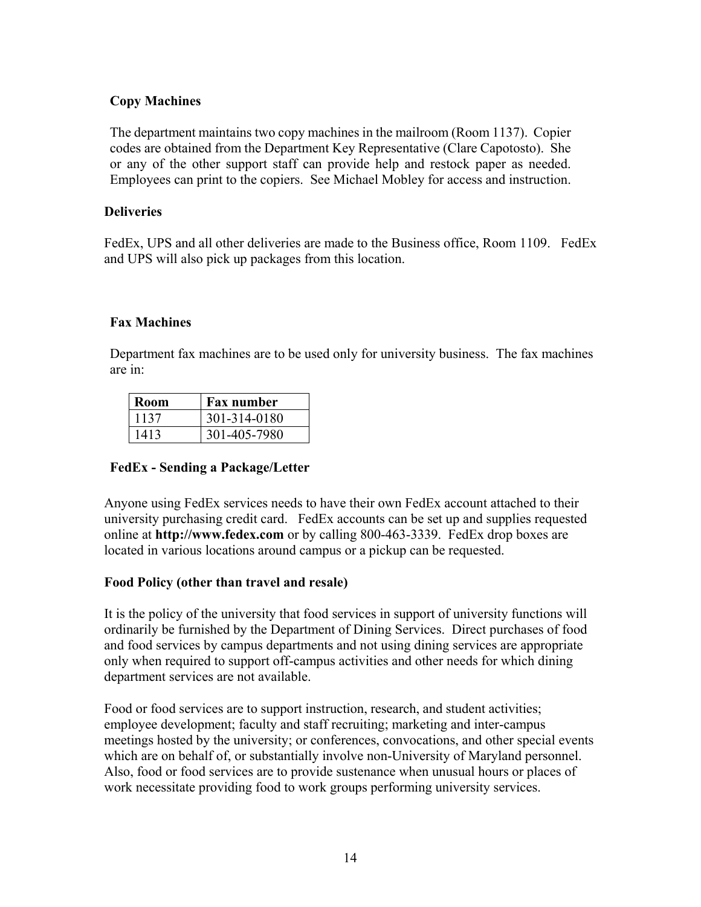### Copy Machines

The department maintains two copy machines in the mailroom (Room 1137). Copier codes are obtained from the Department Key Representative (Clare Capotosto). She or any of the other support staff can provide help and restock paper as needed. Employees can print to the copiers. See Michael Mobley for access and instruction.

### Deliveries

FedEx, UPS and all other deliveries are made to the Business office, Room 1109. FedEx and UPS will also pick up packages from this location.

### Fax Machines

Department fax machines are to be used only for university business. The fax machines are in:

| Room | Fax number |
|---|---|
| 1137 | 301-314-0180 |
| 1413 | 301-405-7980 |

### FedEx - Sending a Package/Letter

Anyone using FedEx services needs to have their own FedEx account attached to their university purchasing credit card. FedEx accounts can be set up and supplies requested online at **http://www.fedex.com** or by calling 800-463-3339. FedEx drop boxes are located in various locations around campus or a pickup can be requested.

### Food Policy (other than travel and resale)

It is the policy of the university that food services in support of university functions will ordinarily be furnished by the Department of Dining Services. Direct purchases of food and food services by campus departments and not using dining services are appropriate only when required to support off-campus activities and other needs for which dining department services are not available.

Food or food services are to support instruction, research, and student activities; employee development; faculty and staff recruiting; marketing and inter-campus meetings hosted by the university; or conferences, convocations, and other special events which are on behalf of, or substantially involve non-University of Maryland personnel. Also, food or food services are to provide sustenance when unusual hours or places of work necessitate providing food to work groups performing university services.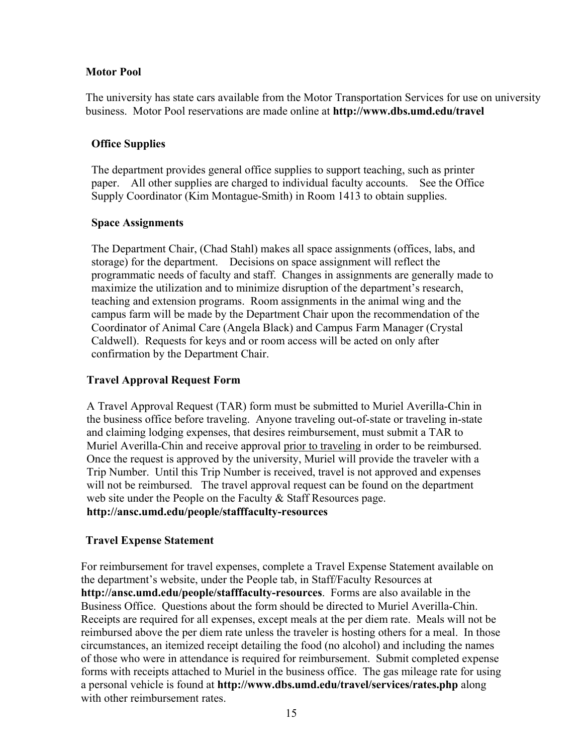## Motor Pool

The university has state cars available from the Motor Transportation Services for use on university business. Motor Pool reservations are made online at **http://www.dbs.umd.edu/travel**

## Office Supplies

The department provides general office supplies to support teaching, such as printer paper. All other supplies are charged to individual faculty accounts. See the Office Supply Coordinator (Kim Montague-Smith) in Room 1413 to obtain supplies.

## Space Assignments

The Department Chair, (Chad Stahl) makes all space assignments (offices, labs, and storage) for the department. Decisions on space assignment will reflect the programmatic needs of faculty and staff. Changes in assignments are generally made to maximize the utilization and to minimize disruption of the department's research, teaching and extension programs. Room assignments in the animal wing and the campus farm will be made by the Department Chair upon the recommendation of the Coordinator of Animal Care (Angela Black) and Campus Farm Manager (Crystal Caldwell). Requests for keys and or room access will be acted on only after confirmation by the Department Chair.

## Travel Approval Request Form

A Travel Approval Request (TAR) form must be submitted to Muriel Averilla-Chin in the business office before traveling. Anyone traveling out-of-state or traveling in-state and claiming lodging expenses, that desires reimbursement, must submit a TAR to Muriel Averilla-Chin and receive approval <u>prior to traveling</u> in order to be reimbursed. Once the request is approved by the university, Muriel will provide the traveler with a Trip Number. Until this Trip Number is received, travel is not approved and expenses will not be reimbursed. The travel approval request can be found on the department web site under the People on the Faculty & Staff Resources page.
**http://ansc.umd.edu/people/stafffaculty-resources**

## Travel Expense Statement

For reimbursement for travel expenses, complete a Travel Expense Statement available on the department's website, under the People tab, in Staff/Faculty Resources at **http://ansc.umd.edu/people/stafffaculty-resources**. Forms are also available in the Business Office. Questions about the form should be directed to Muriel Averilla-Chin. Receipts are required for all expenses, except meals at the per diem rate. Meals will not be reimbursed above the per diem rate unless the traveler is hosting others for a meal. In those circumstances, an itemized receipt detailing the food (no alcohol) and including the names of those who were in attendance is required for reimbursement. Submit completed expense forms with receipts attached to Muriel in the business office. The gas mileage rate for using a personal vehicle is found at **http://www.dbs.umd.edu/travel/services/rates.php** along with other reimbursement rates.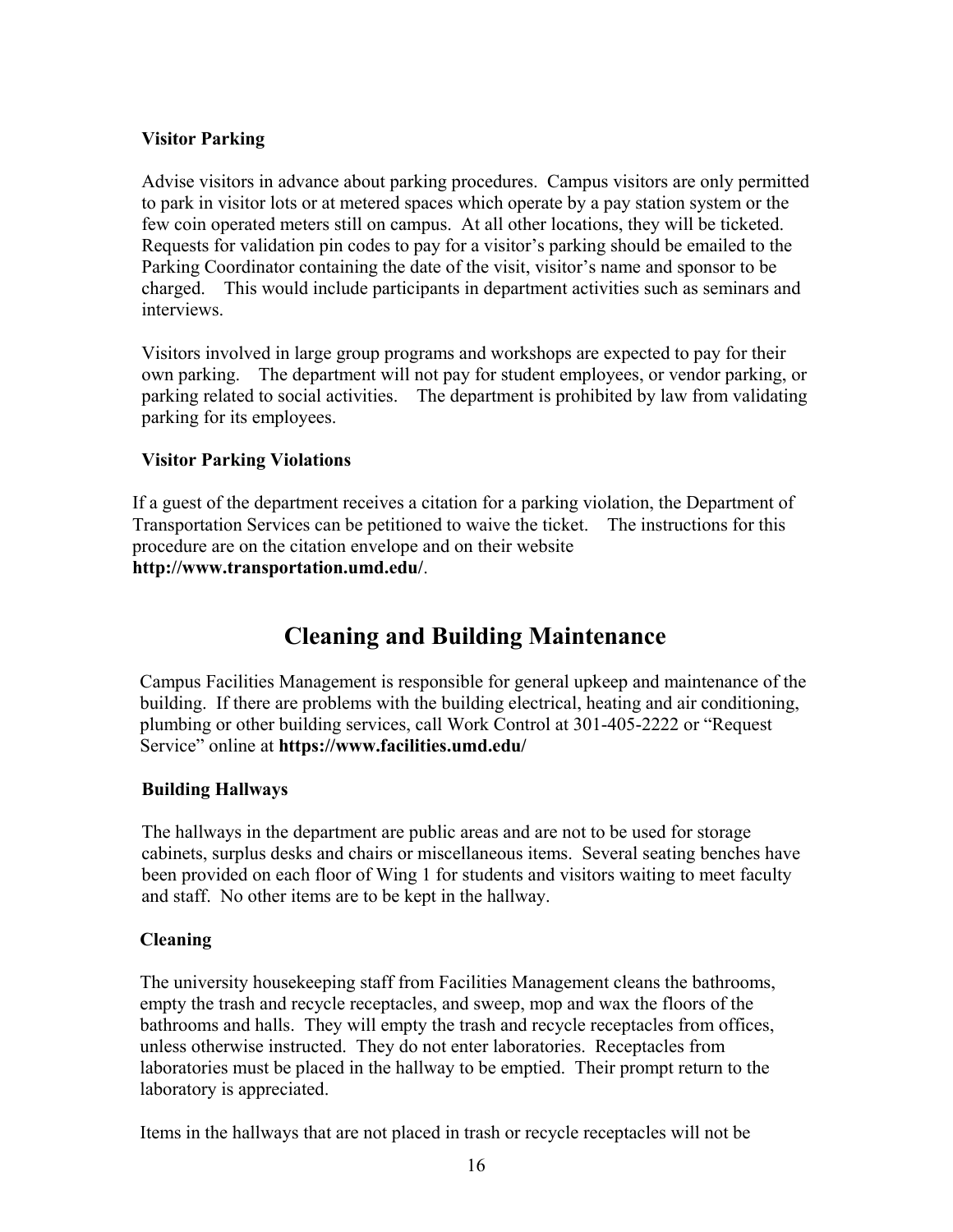### Visitor Parking

Advise visitors in advance about parking procedures. Campus visitors are only permitted to park in visitor lots or at metered spaces which operate by a pay station system or the few coin operated meters still on campus. At all other locations, they will be ticketed. Requests for validation pin codes to pay for a visitor's parking should be emailed to the Parking Coordinator containing the date of the visit, visitor's name and sponsor to be charged. This would include participants in department activities such as seminars and interviews.

Visitors involved in large group programs and workshops are expected to pay for their own parking. The department will not pay for student employees, or vendor parking, or parking related to social activities. The department is prohibited by law from validating parking for its employees.

### Visitor Parking Violations

If a guest of the department receives a citation for a parking violation, the Department of Transportation Services can be petitioned to waive the ticket. The instructions for this procedure are on the citation envelope and on their website **http://www.transportation.umd.edu/**.

## Cleaning and Building Maintenance

Campus Facilities Management is responsible for general upkeep and maintenance of the building. If there are problems with the building electrical, heating and air conditioning, plumbing or other building services, call Work Control at 301-405-2222 or "Request Service" online at **https://www.facilities.umd.edu/**

### Building Hallways

The hallways in the department are public areas and are not to be used for storage cabinets, surplus desks and chairs or miscellaneous items. Several seating benches have been provided on each floor of Wing 1 for students and visitors waiting to meet faculty and staff. No other items are to be kept in the hallway.

### Cleaning

The university housekeeping staff from Facilities Management cleans the bathrooms, empty the trash and recycle receptacles, and sweep, mop and wax the floors of the bathrooms and halls. They will empty the trash and recycle receptacles from offices, unless otherwise instructed. They do not enter laboratories. Receptacles from laboratories must be placed in the hallway to be emptied. Their prompt return to the laboratory is appreciated.

Items in the hallways that are not placed in trash or recycle receptacles will not be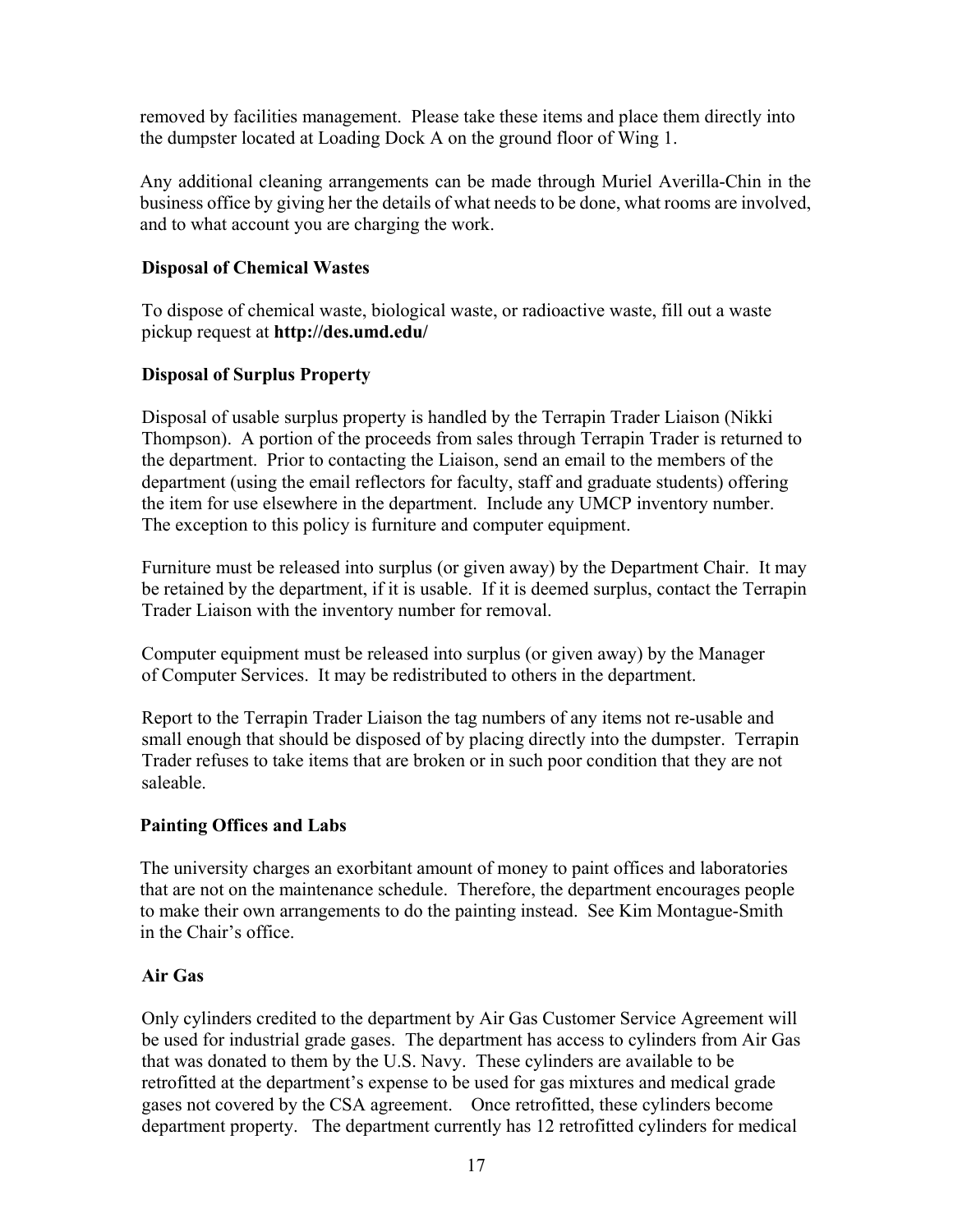removed by facilities management. Please take these items and place them directly into the dumpster located at Loading Dock A on the ground floor of Wing 1.

Any additional cleaning arrangements can be made through Muriel Averilla-Chin in the business office by giving her the details of what needs to be done, what rooms are involved, and to what account you are charging the work.

### Disposal of Chemical Wastes

To dispose of chemical waste, biological waste, or radioactive waste, fill out a waste pickup request at **http://des.umd.edu/**

### Disposal of Surplus Property

Disposal of usable surplus property is handled by the Terrapin Trader Liaison (Nikki Thompson). A portion of the proceeds from sales through Terrapin Trader is returned to the department. Prior to contacting the Liaison, send an email to the members of the department (using the email reflectors for faculty, staff and graduate students) offering the item for use elsewhere in the department. Include any UMCP inventory number. The exception to this policy is furniture and computer equipment.

Furniture must be released into surplus (or given away) by the Department Chair. It may be retained by the department, if it is usable. If it is deemed surplus, contact the Terrapin Trader Liaison with the inventory number for removal.

Computer equipment must be released into surplus (or given away) by the Manager of Computer Services. It may be redistributed to others in the department.

Report to the Terrapin Trader Liaison the tag numbers of any items not re-usable and small enough that should be disposed of by placing directly into the dumpster. Terrapin Trader refuses to take items that are broken or in such poor condition that they are not saleable.

### Painting Offices and Labs

The university charges an exorbitant amount of money to paint offices and laboratories that are not on the maintenance schedule. Therefore, the department encourages people to make their own arrangements to do the painting instead. See Kim Montague-Smith in the Chair's office.

### Air Gas

Only cylinders credited to the department by Air Gas Customer Service Agreement will be used for industrial grade gases. The department has access to cylinders from Air Gas that was donated to them by the U.S. Navy. These cylinders are available to be retrofitted at the department's expense to be used for gas mixtures and medical grade gases not covered by the CSA agreement. Once retrofitted, these cylinders become department property. The department currently has 12 retrofitted cylinders for medical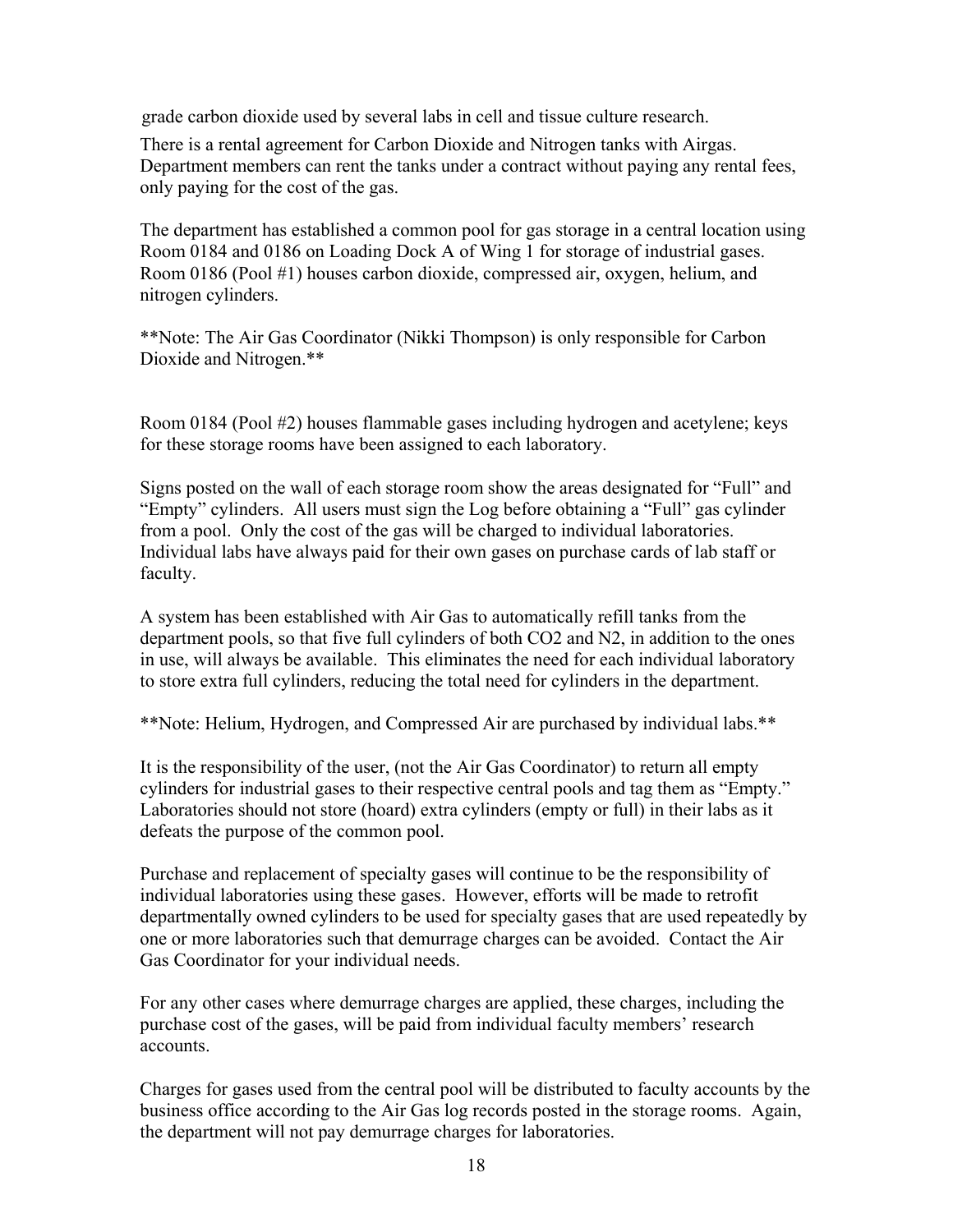grade carbon dioxide used by several labs in cell and tissue culture research.

There is a rental agreement for Carbon Dioxide and Nitrogen tanks with Airgas. Department members can rent the tanks under a contract without paying any rental fees, only paying for the cost of the gas.

The department has established a common pool for gas storage in a central location using Room 0184 and 0186 on Loading Dock A of Wing 1 for storage of industrial gases. Room 0186 (Pool #1) houses carbon dioxide, compressed air, oxygen, helium, and nitrogen cylinders.

**Note: The Air Gas Coordinator (Nikki Thompson) is only responsible for Carbon Dioxide and Nitrogen.**

Room 0184 (Pool #2) houses flammable gases including hydrogen and acetylene; keys for these storage rooms have been assigned to each laboratory.

Signs posted on the wall of each storage room show the areas designated for "Full" and "Empty" cylinders. All users must sign the Log before obtaining a "Full" gas cylinder from a pool. Only the cost of the gas will be charged to individual laboratories. Individual labs have always paid for their own gases on purchase cards of lab staff or faculty.

A system has been established with Air Gas to automatically refill tanks from the department pools, so that five full cylinders of both $CO_2$ and $N_2$, in addition to the ones in use, will always be available. This eliminates the need for each individual laboratory to store extra full cylinders, reducing the total need for cylinders in the department.

**Note: Helium, Hydrogen, and Compressed Air are purchased by individual labs.**

It is the responsibility of the user, (not the Air Gas Coordinator) to return all empty cylinders for industrial gases to their respective central pools and tag them as "Empty." Laboratories should not store (hoard) extra cylinders (empty or full) in their labs as it defeats the purpose of the common pool.

Purchase and replacement of specialty gases will continue to be the responsibility of individual laboratories using these gases. However, efforts will be made to retrofit departmentally owned cylinders to be used for specialty gases that are used repeatedly by one or more laboratories such that demurrage charges can be avoided. Contact the Air Gas Coordinator for your individual needs.

For any other cases where demurrage charges are applied, these charges, including the purchase cost of the gases, will be paid from individual faculty members' research accounts.

Charges for gases used from the central pool will be distributed to faculty accounts by the business office according to the Air Gas log records posted in the storage rooms. Again, the department will not pay demurrage charges for laboratories.